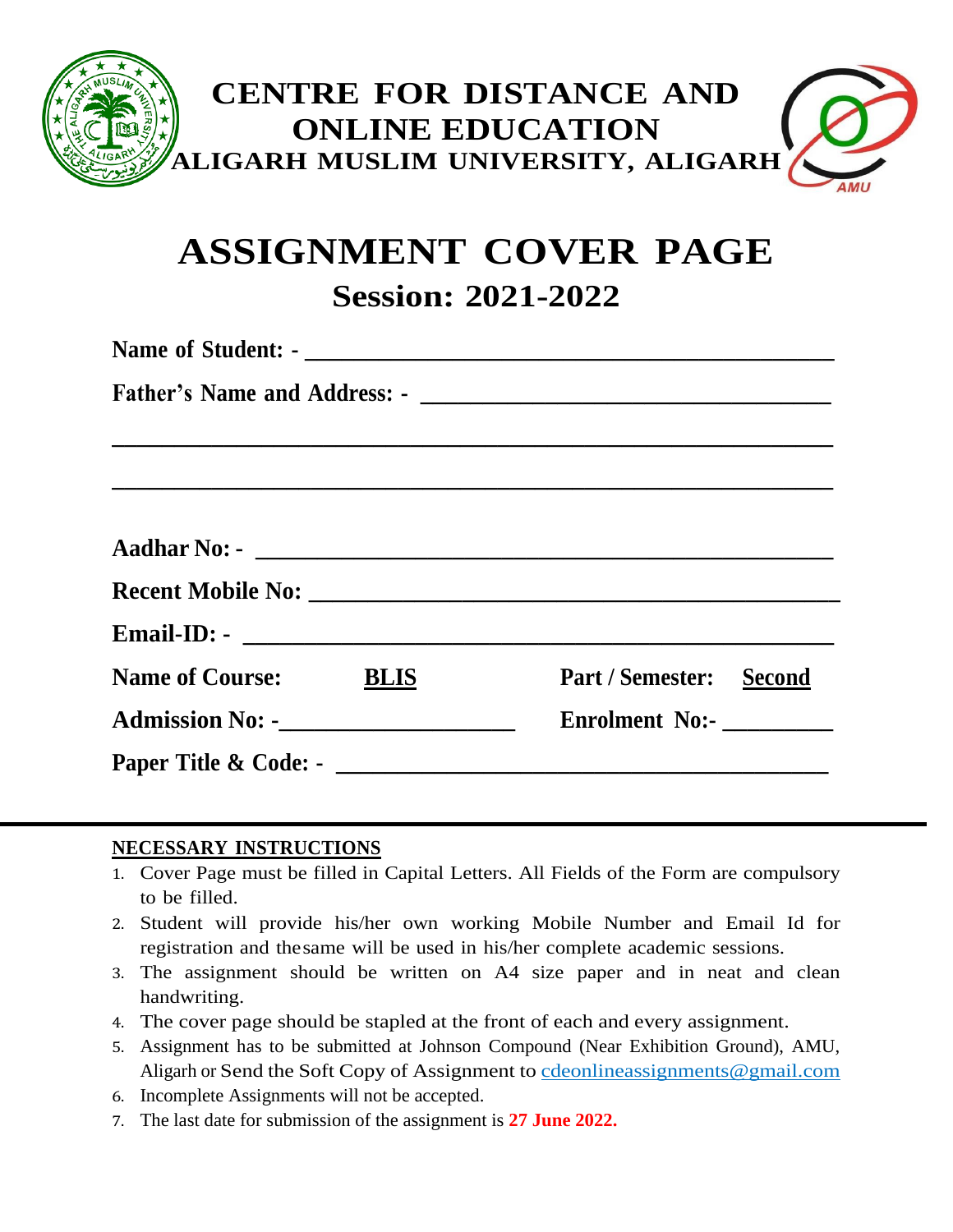# CENTRE FOR DISTANCE AND ONLINE EDUCATION

## ALIGARH MUSLIM UNIVERSITY, ALIGARH

# ASSIGNMENT COVER PAGE

## Session: 2021-2022

**Name of Student: -** ______________________________________________

**Father's Name and Address: -** ___________________________________

______________________________________________________________

______________________________________________________________

**Aadhar No: -** ___________________________________________________

**Recent Mobile No:** ______________________________________________

**Email-ID: -** ____________________________________________________

**Name of Course:** **BLIS** **Part / Semester:** **Second**

**Admission No: -**____________________ **Enrolment No:-** _________

**Paper Title & Code: -** ___________________________________________

---

**NECESSARY INSTRUCTIONS**

1. Cover Page must be filled in Capital Letters. All Fields of the Form are compulsory to be filled.
2. Student will provide his/her own working Mobile Number and Email Id for registration and thesame will be used in his/her complete academic sessions.
3. The assignment should be written on A4 size paper and in neat and clean handwriting.
4. The cover page should be stapled at the front of each and every assignment.
5. Assignment has to be submitted at Johnson Compound (Near Exhibition Ground), AMU, Aligarh or Send the Soft Copy of Assignment to cdeonlineassignments@gmail.com
6. Incomplete Assignments will not be accepted.
7. The last date for submission of the assignment is **27 June 2022.**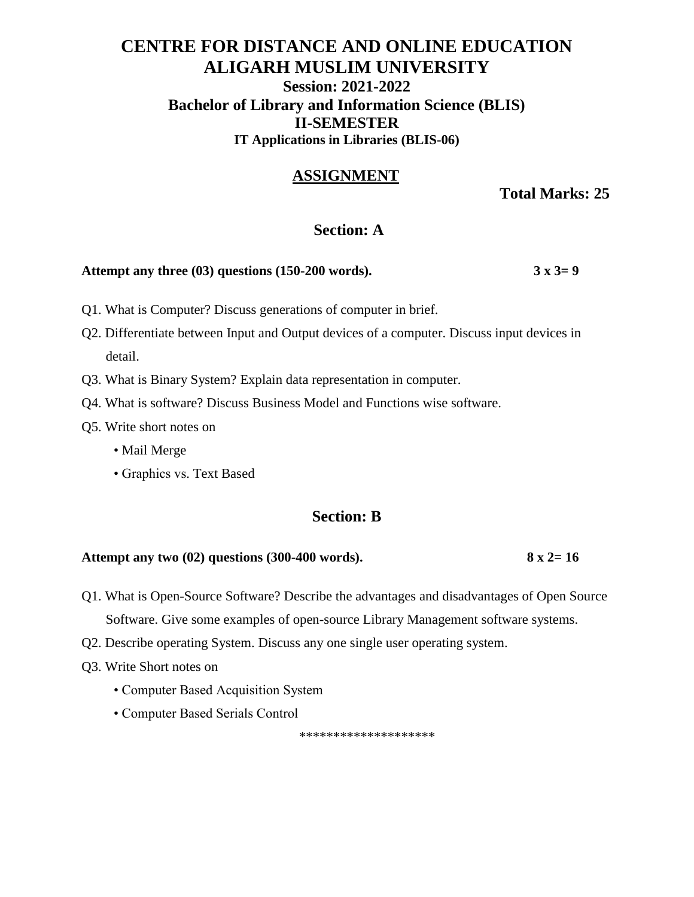# CENTRE FOR DISTANCE AND ONLINE EDUCATION
# ALIGARH MUSLIM UNIVERSITY

### Session: 2021-2022
### Bachelor of Library and Information Science (BLIS)
### II-SEMESTER
#### IT Applications in Libraries (BLIS-06)

## ASSIGNMENT

**Total Marks: 25**

## Section: A

**Attempt any three (03) questions (150-200 words).** **3 x 3= 9**

Q1. What is Computer? Discuss generations of computer in brief.

Q2. Differentiate between Input and Output devices of a computer. Discuss input devices in detail.

Q3. What is Binary System? Explain data representation in computer.

Q4. What is software? Discuss Business Model and Functions wise software.

Q5. Write short notes on

- Mail Merge
- Graphics vs. Text Based

## Section: B

**Attempt any two (02) questions (300-400 words).** **8 x 2= 16**

Q1. What is Open-Source Software? Describe the advantages and disadvantages of Open Source Software. Give some examples of open-source Library Management software systems.

Q2. Describe operating System. Discuss any one single user operating system.

Q3. Write Short notes on

- Computer Based Acquisition System
- Computer Based Serials Control

*******************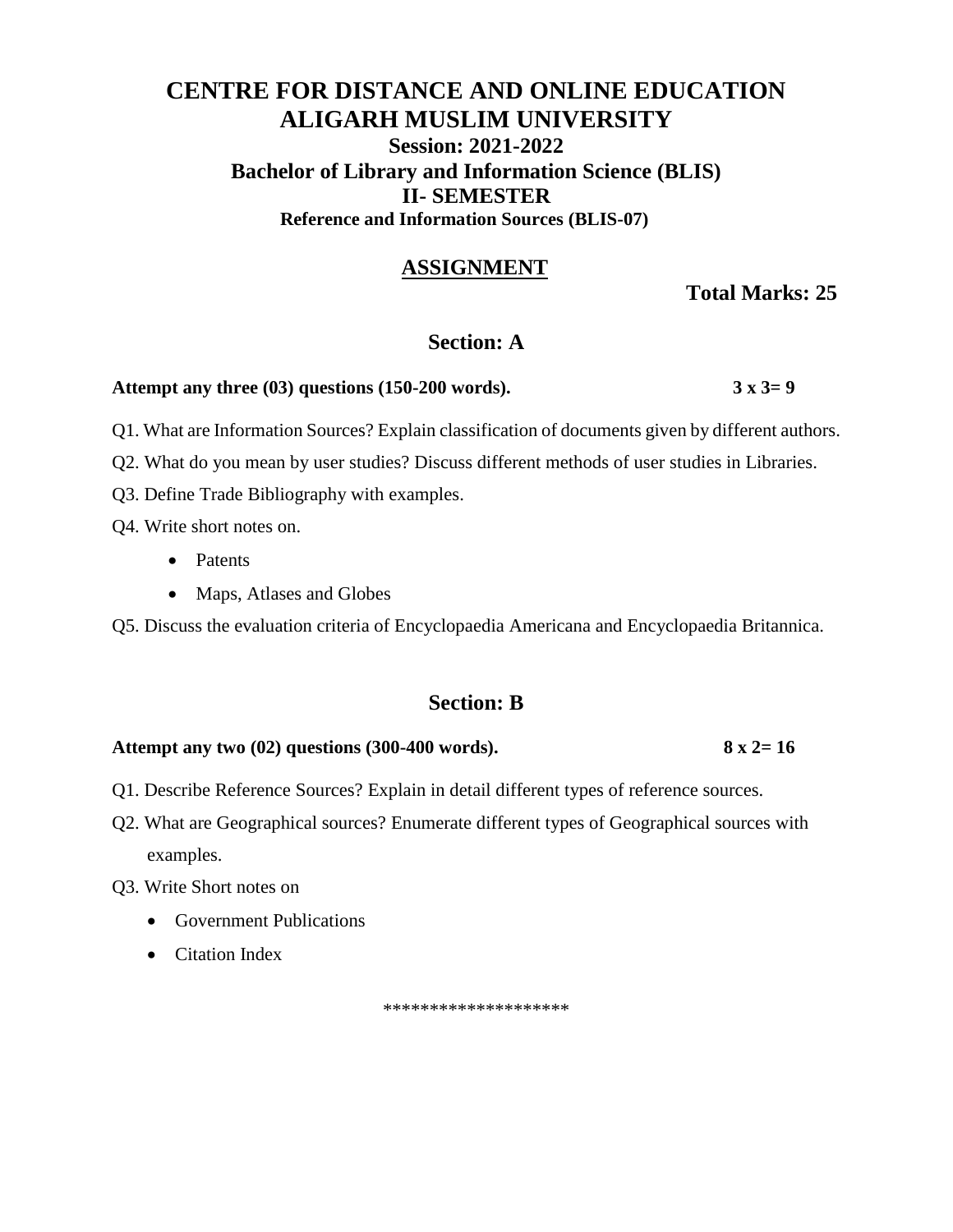# CENTRE FOR DISTANCE AND ONLINE EDUCATION
# ALIGARH MUSLIM UNIVERSITY

### Session: 2021-2022
### Bachelor of Library and Information Science (BLIS)
### II- SEMESTER
**Reference and Information Sources (BLIS-07)**

## ASSIGNMENT

**Total Marks: 25**

## Section: A

**Attempt any three (03) questions (150-200 words).** **3 x 3= 9**

Q1. What are Information Sources? Explain classification of documents given by different authors.

Q2. What do you mean by user studies? Discuss different methods of user studies in Libraries.

Q3. Define Trade Bibliography with examples.

Q4. Write short notes on.

- Patents
- Maps, Atlases and Globes

Q5. Discuss the evaluation criteria of Encyclopaedia Americana and Encyclopaedia Britannica.

## Section: B

**Attempt any two (02) questions (300-400 words).** **8 x 2= 16**

Q1. Describe Reference Sources? Explain in detail different types of reference sources.

Q2. What are Geographical sources? Enumerate different types of Geographical sources with examples.

Q3. Write Short notes on

- Government Publications
- Citation Index

********************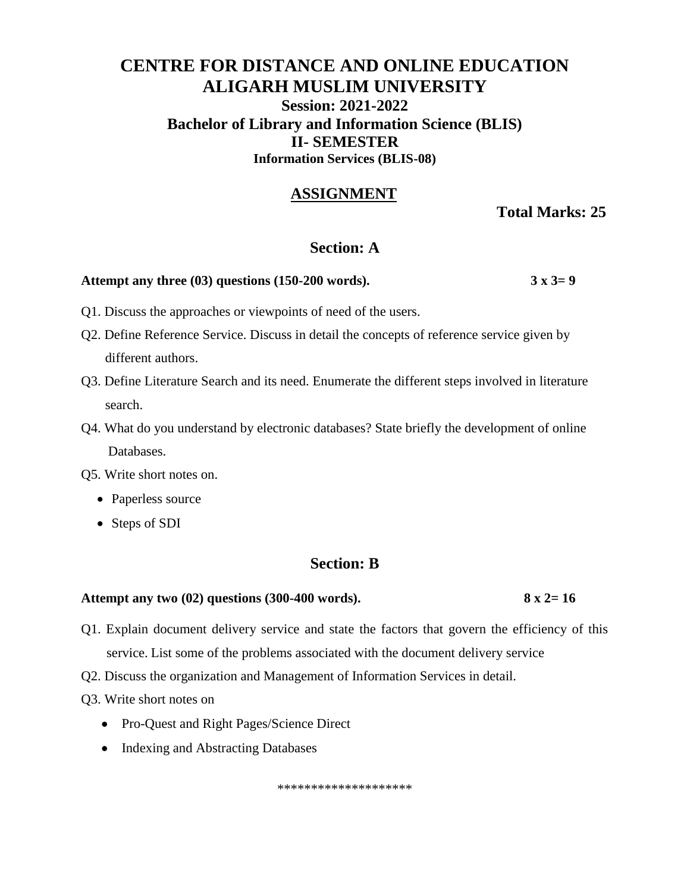# CENTRE FOR DISTANCE AND ONLINE EDUCATION
# ALIGARH MUSLIM UNIVERSITY

### Session: 2021-2022
### Bachelor of Library and Information Science (BLIS)
### II- SEMESTER
**Information Services (BLIS-08)**

## ASSIGNMENT

**Total Marks: 25**

## Section: A

**Attempt any three (03) questions (150-200 words).** **3 x 3= 9**

Q1. Discuss the approaches or viewpoints of need of the users.

Q2. Define Reference Service. Discuss in detail the concepts of reference service given by different authors.

Q3. Define Literature Search and its need. Enumerate the different steps involved in literature search.

Q4. What do you understand by electronic databases? State briefly the development of online Databases.

Q5. Write short notes on.

- Paperless source
- Steps of SDI

## Section: B

**Attempt any two (02) questions (300-400 words).** **8 x 2= 16**

Q1. Explain document delivery service and state the factors that govern the efficiency of this service. List some of the problems associated with the document delivery service

Q2. Discuss the organization and Management of Information Services in detail.

Q3. Write short notes on

- Pro-Quest and Right Pages/Science Direct
- Indexing and Abstracting Databases

********************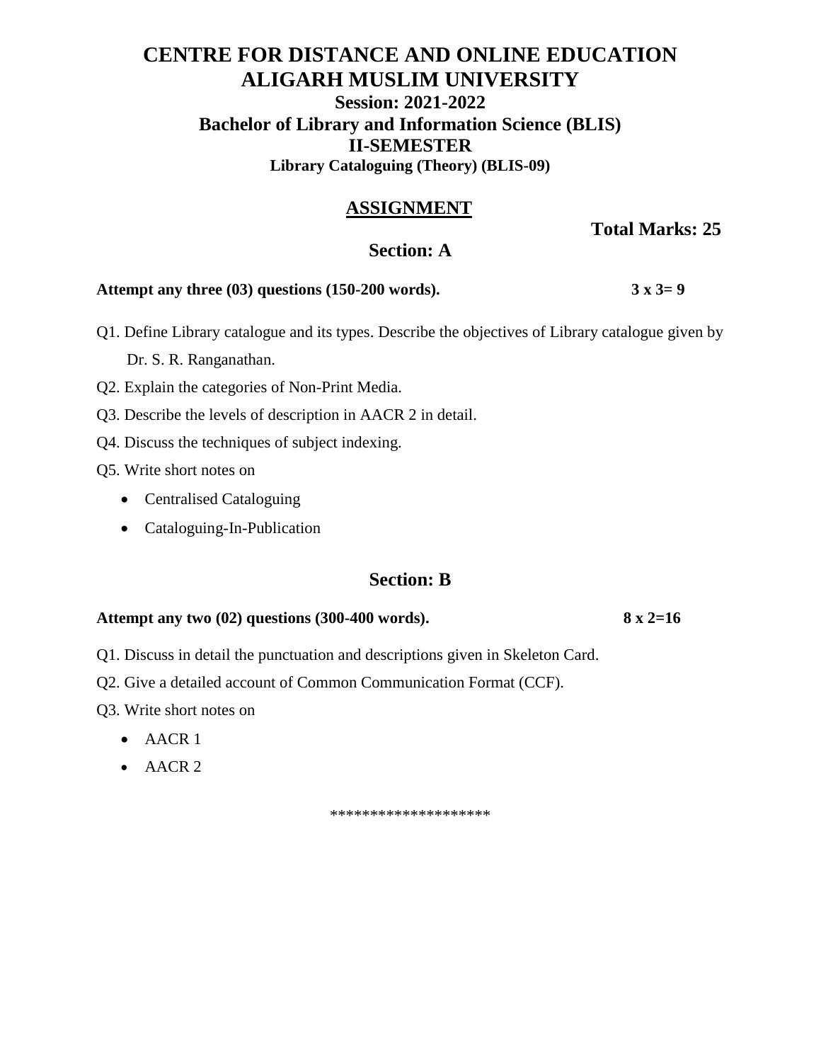# CENTRE FOR DISTANCE AND ONLINE EDUCATION
# ALIGARH MUSLIM UNIVERSITY

### Session: 2021-2022
### Bachelor of Library and Information Science (BLIS)
### II-SEMESTER
#### Library Cataloguing (Theory) (BLIS-09)

## ASSIGNMENT

**Total Marks: 25**

## Section: A

**Attempt any three (03) questions (150-200 words).** **3 x 3= 9**

Q1. Define Library catalogue and its types. Describe the objectives of Library catalogue given by Dr. S. R. Ranganathan.

Q2. Explain the categories of Non-Print Media.

Q3. Describe the levels of description in AACR 2 in detail.

Q4. Discuss the techniques of subject indexing.

Q5. Write short notes on

- Centralised Cataloguing
- Cataloguing-In-Publication

## Section: B

**Attempt any two (02) questions (300-400 words).** **8 x 2=16**

Q1. Discuss in detail the punctuation and descriptions given in Skeleton Card.

Q2. Give a detailed account of Common Communication Format (CCF).

Q3. Write short notes on

- AACR 1
- AACR 2

********************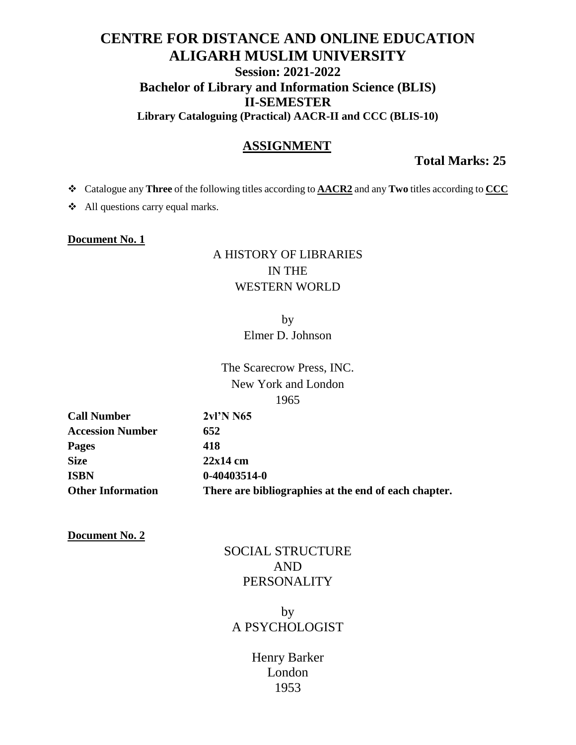# CENTRE FOR DISTANCE AND ONLINE EDUCATION
# ALIGARH MUSLIM UNIVERSITY

### Session: 2021-2022
### Bachelor of Library and Information Science (BLIS)
### II-SEMESTER
#### Library Cataloguing (Practical) AACR-II and CCC (BLIS-10)

## ASSIGNMENT

**Total Marks: 25**

- Catalogue any **Three** of the following titles according to **AACR2** and any **Two** titles according to **CCC**
- All questions carry equal marks.

**Document No. 1**

A HISTORY OF LIBRARIES
IN THE
WESTERN WORLD

by
Elmer D. Johnson

The Scarecrow Press, INC.
New York and London
1965

| | |
|---|---|
| **Call Number** | **2vl'N N65** |
| **Accession Number** | **652** |
| **Pages** | **418** |
| **Size** | **22x14 cm** |
| **ISBN** | **0-40403514-0** |
| **Other Information** | **There are bibliographies at the end of each chapter.** |

**Document No. 2**

SOCIAL STRUCTURE
AND
PERSONALITY

by
A PSYCHOLOGIST

Henry Barker
London
1953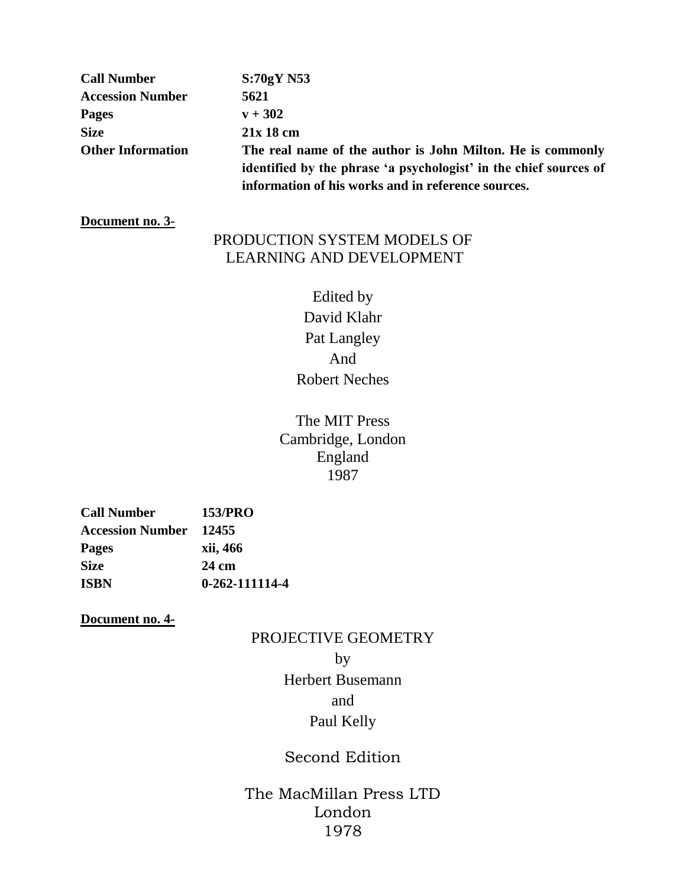| | |
|---|---|
| **Call Number** | **S:70gY N53** |
| **Accession Number** | **5621** |
| **Pages** | **v + 302** |
| **Size** | **21x 18 cm** |
| **Other Information** | **The real name of the author is John Milton. He is commonly identified by the phrase 'a psychologist' in the chief sources of information of his works and in reference sources.** |

**Document no. 3-**

PRODUCTION SYSTEM MODELS OF
LEARNING AND DEVELOPMENT

Edited by
David Klahr
Pat Langley
And
Robert Neches

The MIT Press
Cambridge, London
England
1987

| | |
|---|---|
| **Call Number** | **153/PRO** |
| **Accession Number** | **12455** |
| **Pages** | **xii, 466** |
| **Size** | **24 cm** |
| **ISBN** | **0-262-111114-4** |

**Document no. 4-**

PROJECTIVE GEOMETRY
by
Herbert Busemann
and
Paul Kelly

Second Edition

The MacMillan Press LTD
London
1978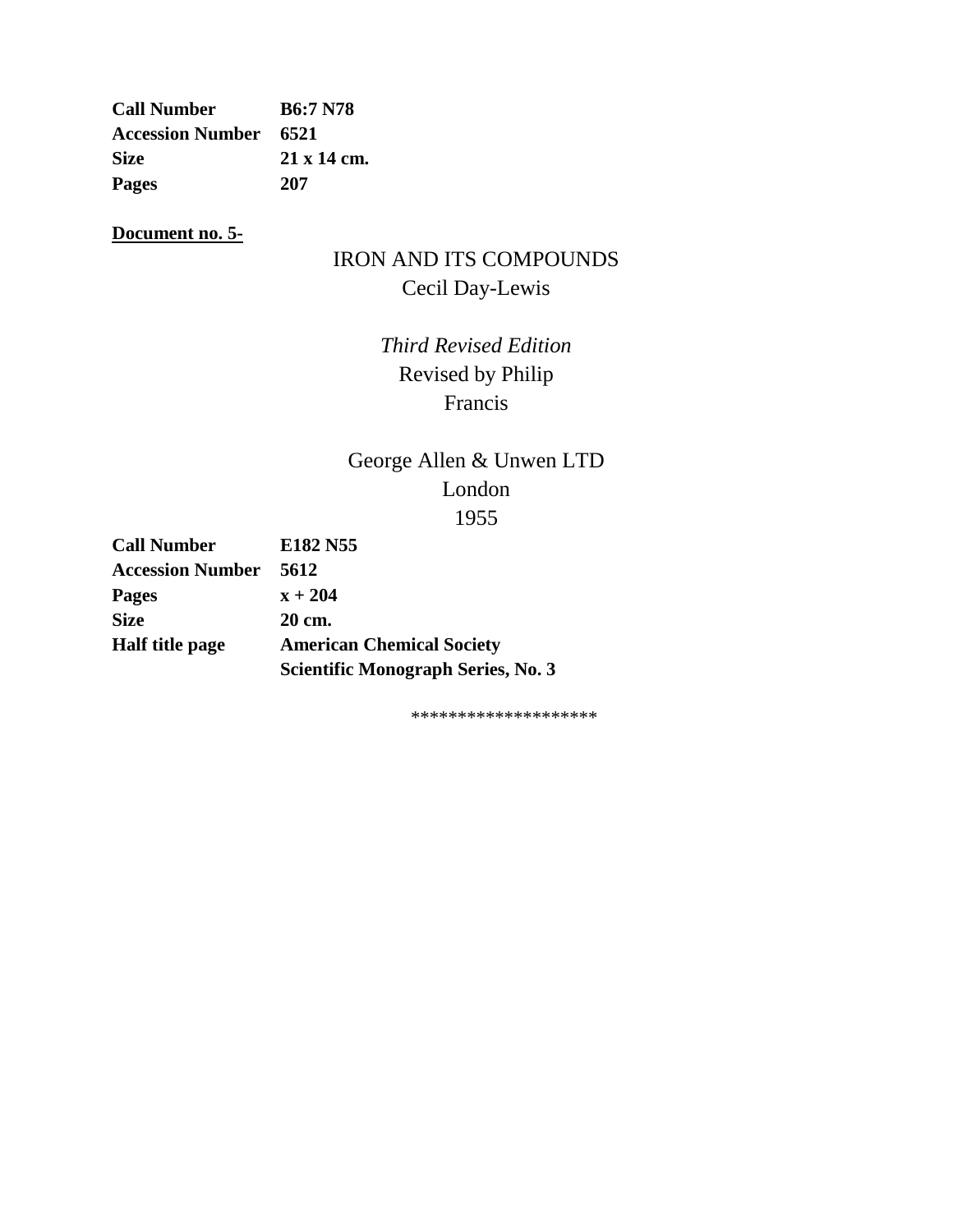| | |
|---|---|
| **Call Number** | **B6:7 N78** |
| **Accession Number** | **6521** |
| **Size** | **21 x 14 cm.** |
| **Pages** | **207** |

**Document no. 5-**

IRON AND ITS COMPOUNDS
Cecil Day-Lewis

*Third Revised Edition*
Revised by Philip
Francis

George Allen & Unwen LTD
London
1955

| | |
|---|---|
| **Call Number** | **E182 N55** |
| **Accession Number** | **5612** |
| **Pages** | **x + 204** |
| **Size** | **20 cm.** |
| **Half title page** | **American Chemical Society** |
| | **Scientific Monograph Series, No. 3** |

********************